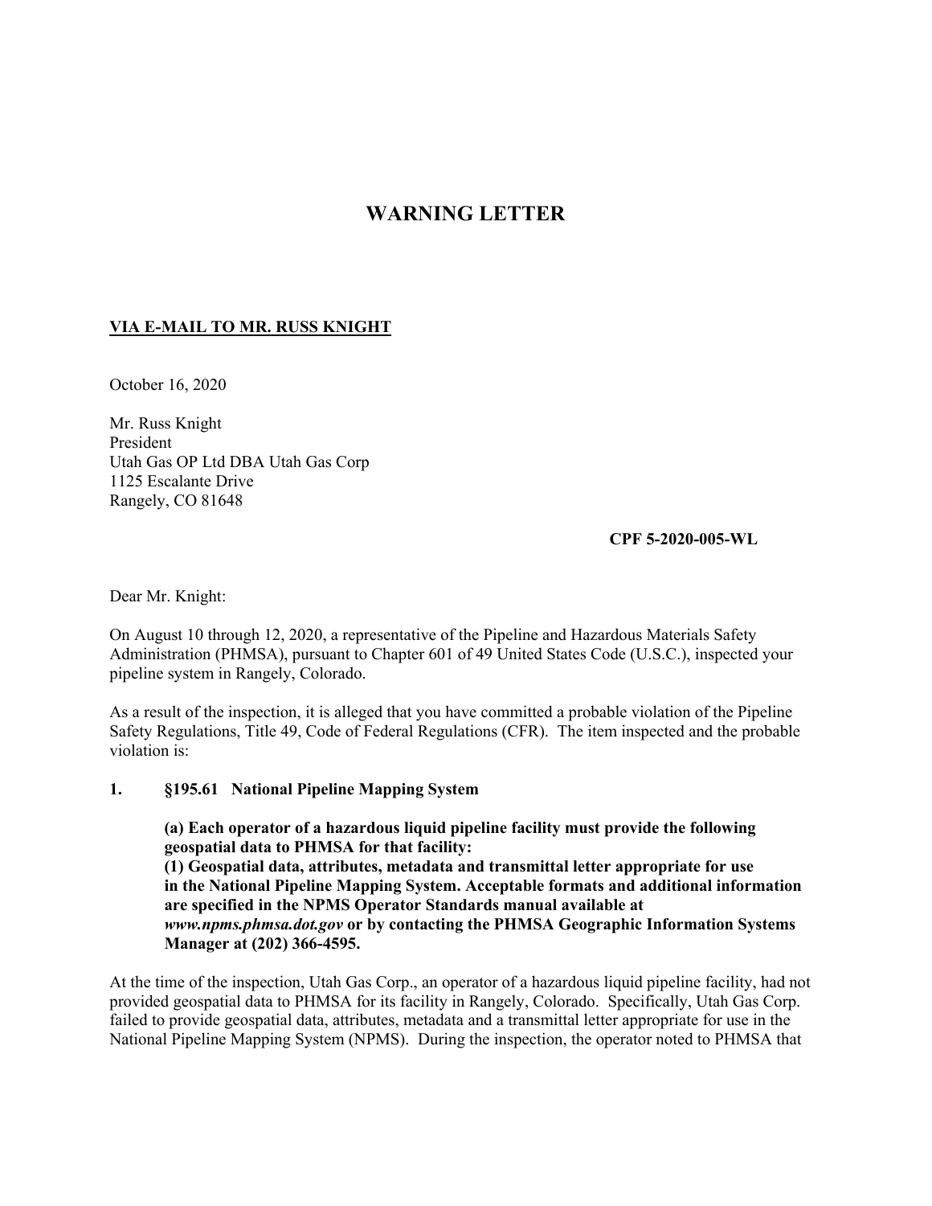# WARNING LETTER

**VIA E-MAIL TO MR. RUSS KNIGHT**

October 16, 2020

Mr. Russ Knight
President
Utah Gas OP Ltd DBA Utah Gas Corp
1125 Escalante Drive
Rangely, CO 81648

**CPF 5-2020-005-WL**

Dear Mr. Knight:

On August 10 through 12, 2020, a representative of the Pipeline and Hazardous Materials Safety Administration (PHMSA), pursuant to Chapter 601 of 49 United States Code (U.S.C.), inspected your pipeline system in Rangely, Colorado.

As a result of the inspection, it is alleged that you have committed a probable violation of the Pipeline Safety Regulations, Title 49, Code of Federal Regulations (CFR). The item inspected and the probable violation is:

**1. §195.61 National Pipeline Mapping System**

> **(a) Each operator of a hazardous liquid pipeline facility must provide the following geospatial data to PHMSA for that facility:**
> **(1) Geospatial data, attributes, metadata and transmittal letter appropriate for use in the National Pipeline Mapping System. Acceptable formats and additional information are specified in the NPMS Operator Standards manual available at *www.npms.phmsa.dot.gov* or by contacting the PHMSA Geographic Information Systems Manager at (202) 366-4595.**

At the time of the inspection, Utah Gas Corp., an operator of a hazardous liquid pipeline facility, had not provided geospatial data to PHMSA for its facility in Rangely, Colorado. Specifically, Utah Gas Corp. failed to provide geospatial data, attributes, metadata and a transmittal letter appropriate for use in the National Pipeline Mapping System (NPMS). During the inspection, the operator noted to PHMSA that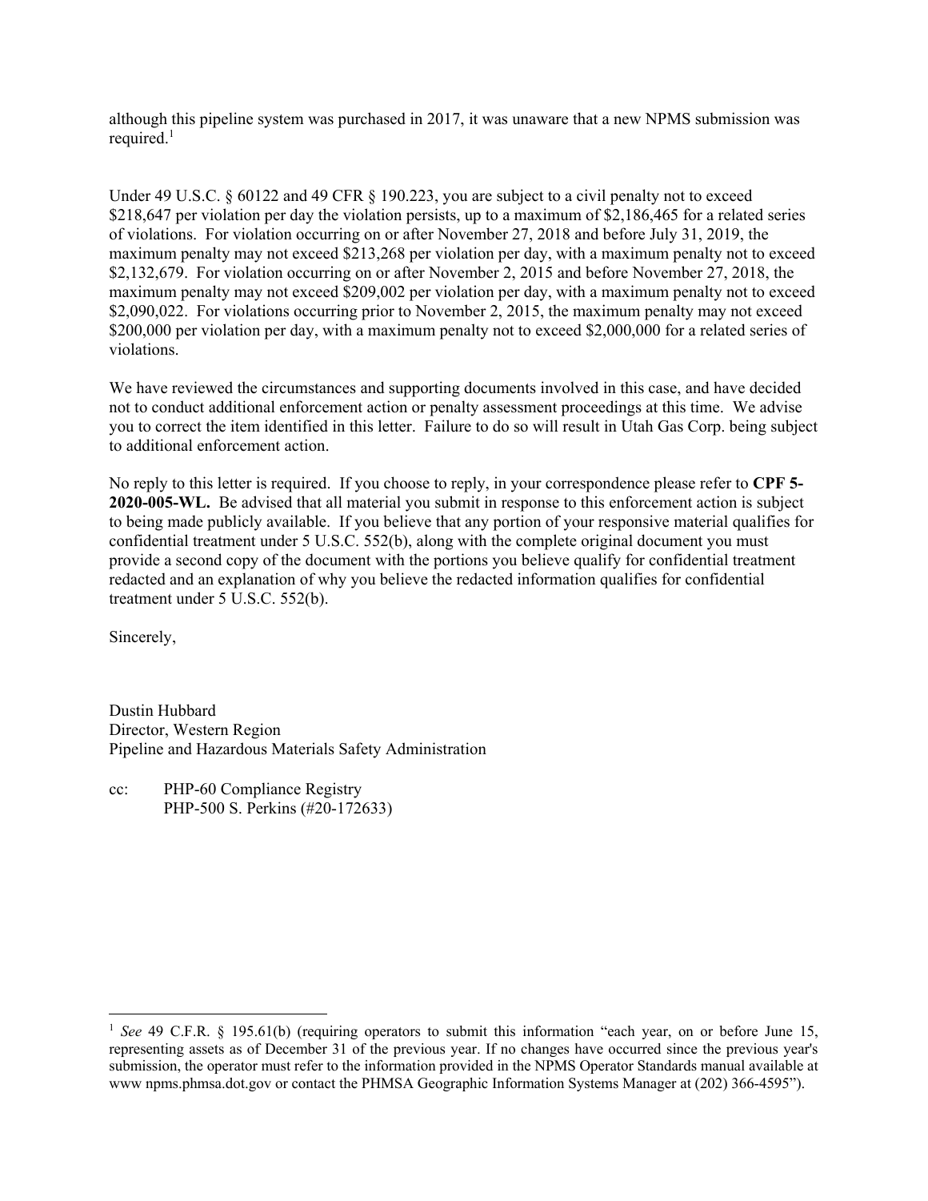although this pipeline system was purchased in 2017, it was unaware that a new NPMS submission was required.[1]

Under 49 U.S.C. § 60122 and 49 CFR § 190.223, you are subject to a civil penalty not to exceed $218,647 per violation per day the violation persists, up to a maximum of $2,186,465 for a related series of violations. For violation occurring on or after November 27, 2018 and before July 31, 2019, the maximum penalty may not exceed $213,268 per violation per day, with a maximum penalty not to exceed $2,132,679. For violation occurring on or after November 2, 2015 and before November 27, 2018, the maximum penalty may not exceed $209,002 per violation per day, with a maximum penalty not to exceed $2,090,022. For violations occurring prior to November 2, 2015, the maximum penalty may not exceed $200,000 per violation per day, with a maximum penalty not to exceed $2,000,000 for a related series of violations.

We have reviewed the circumstances and supporting documents involved in this case, and have decided not to conduct additional enforcement action or penalty assessment proceedings at this time. We advise you to correct the item identified in this letter. Failure to do so will result in Utah Gas Corp. being subject to additional enforcement action.

No reply to this letter is required. If you choose to reply, in your correspondence please refer to **CPF 5-2020-005-WL.** Be advised that all material you submit in response to this enforcement action is subject to being made publicly available. If you believe that any portion of your responsive material qualifies for confidential treatment under 5 U.S.C. 552(b), along with the complete original document you must provide a second copy of the document with the portions you believe qualify for confidential treatment redacted and an explanation of why you believe the redacted information qualifies for confidential treatment under 5 U.S.C. 552(b).

Sincerely,

Dustin Hubbard
Director, Western Region
Pipeline and Hazardous Materials Safety Administration

cc: PHP-60 Compliance Registry
PHP-500 S. Perkins (#20-172633)

[1] *See* 49 C.F.R. § 195.61(b) (requiring operators to submit this information "each year, on or before June 15, representing assets as of December 31 of the previous year. If no changes have occurred since the previous year's submission, the operator must refer to the information provided in the NPMS Operator Standards manual available at www npms.phmsa.dot.gov or contact the PHMSA Geographic Information Systems Manager at (202) 366-4595").